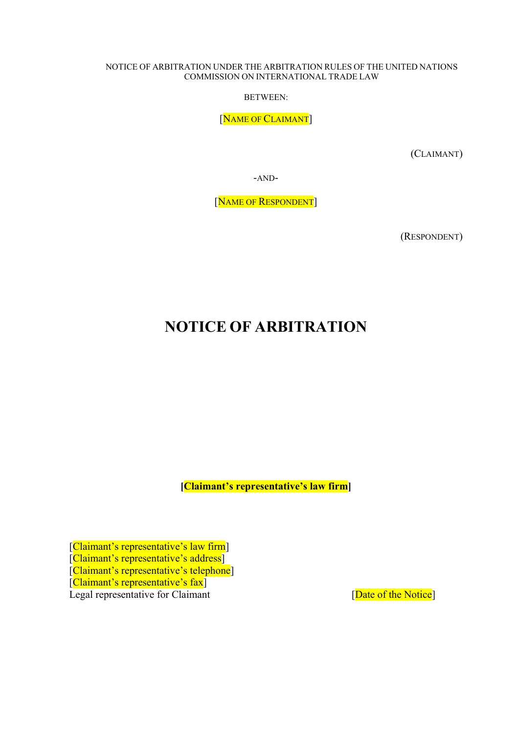NOTICE OF ARBITRATION UNDER THE ARBITRATION RULES OF THE UNITED NATIONS COMMISSION ON INTERNATIONAL TRADE LAW

BETWEEN:

[NAME OF CLAIMANT]

(CLAIMANT)

-AND-

[NAME OF RESPONDENT]

(RESPONDENT)

# NOTICE OF ARBITRATION

**[Claimant's representative's law firm]**

[Claimant's representative's law firm]
[Claimant's representative's address]
[Claimant's representative's telephone]
[Claimant's representative's fax]
Legal representative for Claimant

[Date of the Notice]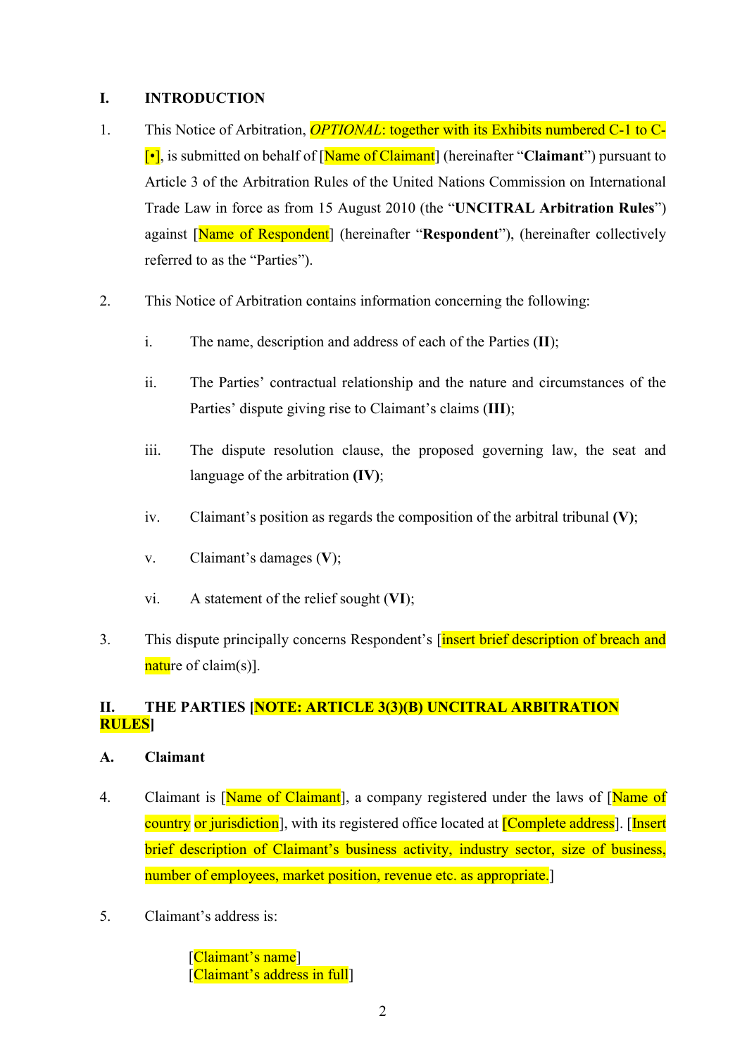## I. INTRODUCTION

1. This Notice of Arbitration, *OPTIONAL*: together with its Exhibits numbered C-1 to C-[•], is submitted on behalf of [Name of Claimant] (hereinafter "**Claimant**") pursuant to Article 3 of the Arbitration Rules of the United Nations Commission on International Trade Law in force as from 15 August 2010 (the "**UNCITRAL Arbitration Rules**") against [Name of Respondent] (hereinafter "**Respondent**"), (hereinafter collectively referred to as the "Parties").

2. This Notice of Arbitration contains information concerning the following:

   i. The name, description and address of each of the Parties (**II**);

   ii. The Parties' contractual relationship and the nature and circumstances of the Parties' dispute giving rise to Claimant's claims (**III**);

   iii. The dispute resolution clause, the proposed governing law, the seat and language of the arbitration **(IV)**;

   iv. Claimant's position as regards the composition of the arbitral tribunal **(V)**;

   v. Claimant's damages (**V**);

   vi. A statement of the relief sought (**VI**);

3. This dispute principally concerns Respondent's [insert brief description of breach and nature of claim(s)].

## II. THE PARTIES [NOTE: ARTICLE 3(3)(B) UNCITRAL ARBITRATION RULES]

### A. Claimant

4. Claimant is [Name of Claimant], a company registered under the laws of [Name of country or jurisdiction], with its registered office located at [Complete address]. [Insert brief description of Claimant's business activity, industry sector, size of business, number of employees, market position, revenue etc. as appropriate.]

5. Claimant's address is:

   [Claimant's name]
   [Claimant's address in full]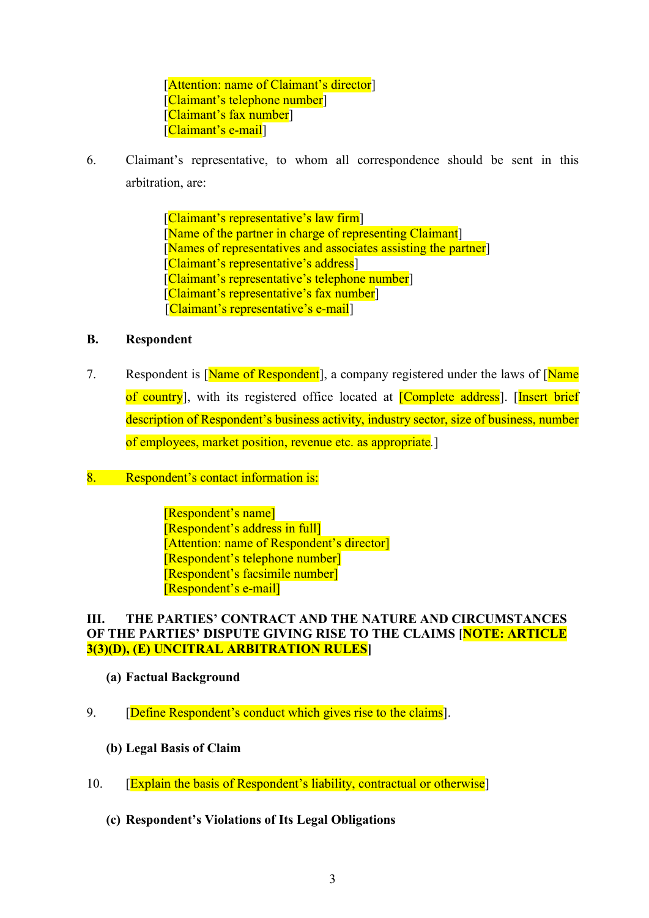[Attention: name of Claimant's director]
[Claimant's telephone number]
[Claimant's fax number]
[Claimant's e-mail]

6. Claimant's representative, to whom all correspondence should be sent in this arbitration, are:

   [Claimant's representative's law firm]
   [Name of the partner in charge of representing Claimant]
   [Names of representatives and associates assisting the partner]
   [Claimant's representative's address]
   [Claimant's representative's telephone number]
   [Claimant's representative's fax number]
   [Claimant's representative's e-mail]

### B. Respondent

7. Respondent is [Name of Respondent], a company registered under the laws of [Name of country], with its registered office located at [Complete address]. [Insert brief description of Respondent's business activity, industry sector, size of business, number of employees, market position, revenue etc. as appropriate.]

8. Respondent's contact information is:

   [Respondent's name]
   [Respondent's address in full]
   [Attention: name of Respondent's director]
   [Respondent's telephone number]
   [Respondent's facsimile number]
   [Respondent's e-mail]

## III. THE PARTIES' CONTRACT AND THE NATURE AND CIRCUMSTANCES OF THE PARTIES' DISPUTE GIVING RISE TO THE CLAIMS [NOTE: ARTICLE 3(3)(D), (E) UNCITRAL ARBITRATION RULES]

### (a) Factual Background

9. [Define Respondent's conduct which gives rise to the claims].

### (b) Legal Basis of Claim

10. [Explain the basis of Respondent's liability, contractual or otherwise]

### (c) Respondent's Violations of Its Legal Obligations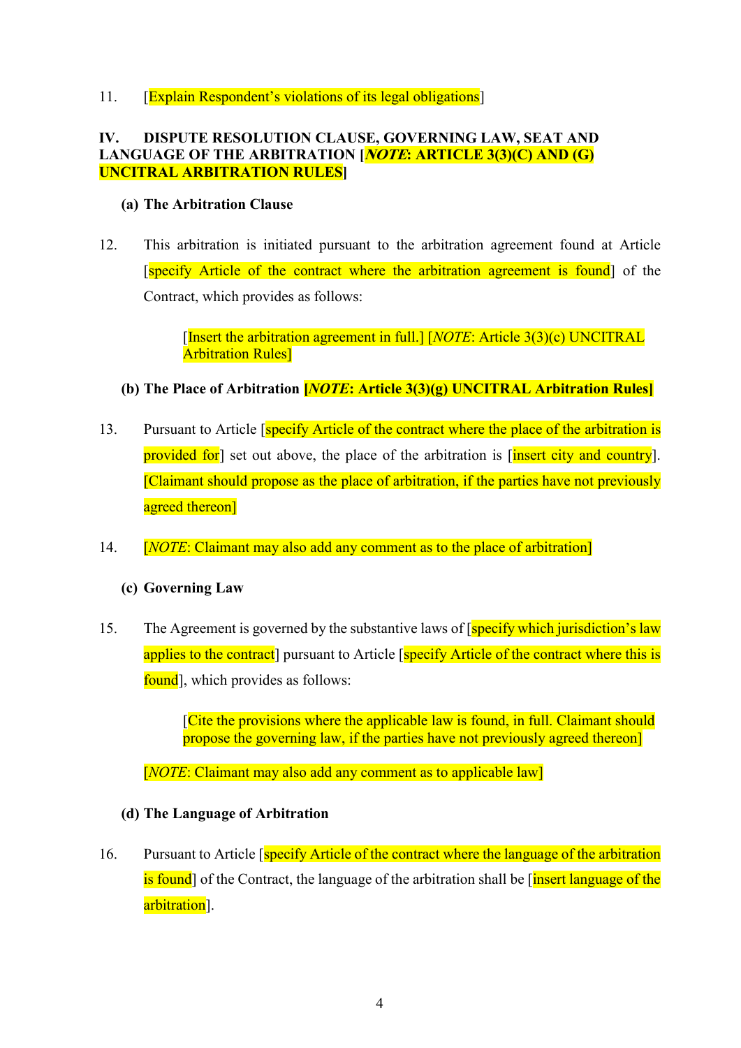11. [Explain Respondent's violations of its legal obligations]

## IV. DISPUTE RESOLUTION CLAUSE, GOVERNING LAW, SEAT AND LANGUAGE OF THE ARBITRATION [*NOTE*: ARTICLE 3(3)(C) AND (G) UNCITRAL ARBITRATION RULES]

### (a) The Arbitration Clause

12. This arbitration is initiated pursuant to the arbitration agreement found at Article [specify Article of the contract where the arbitration agreement is found] of the Contract, which provides as follows:

> [Insert the arbitration agreement in full.] [*NOTE*: Article 3(3)(c) UNCITRAL Arbitration Rules]

### (b) The Place of Arbitration [*NOTE*: Article 3(3)(g) UNCITRAL Arbitration Rules]

13. Pursuant to Article [specify Article of the contract where the place of the arbitration is provided for] set out above, the place of the arbitration is [insert city and country]. [Claimant should propose as the place of arbitration, if the parties have not previously agreed thereon]

14. [*NOTE*: Claimant may also add any comment as to the place of arbitration]

### (c) Governing Law

15. The Agreement is governed by the substantive laws of [specify which jurisdiction's law applies to the contract] pursuant to Article [specify Article of the contract where this is found], which provides as follows:

> [Cite the provisions where the applicable law is found, in full. Claimant should propose the governing law, if the parties have not previously agreed thereon]

[*NOTE*: Claimant may also add any comment as to applicable law]

### (d) The Language of Arbitration

16. Pursuant to Article [specify Article of the contract where the language of the arbitration is found] of the Contract, the language of the arbitration shall be [insert language of the arbitration].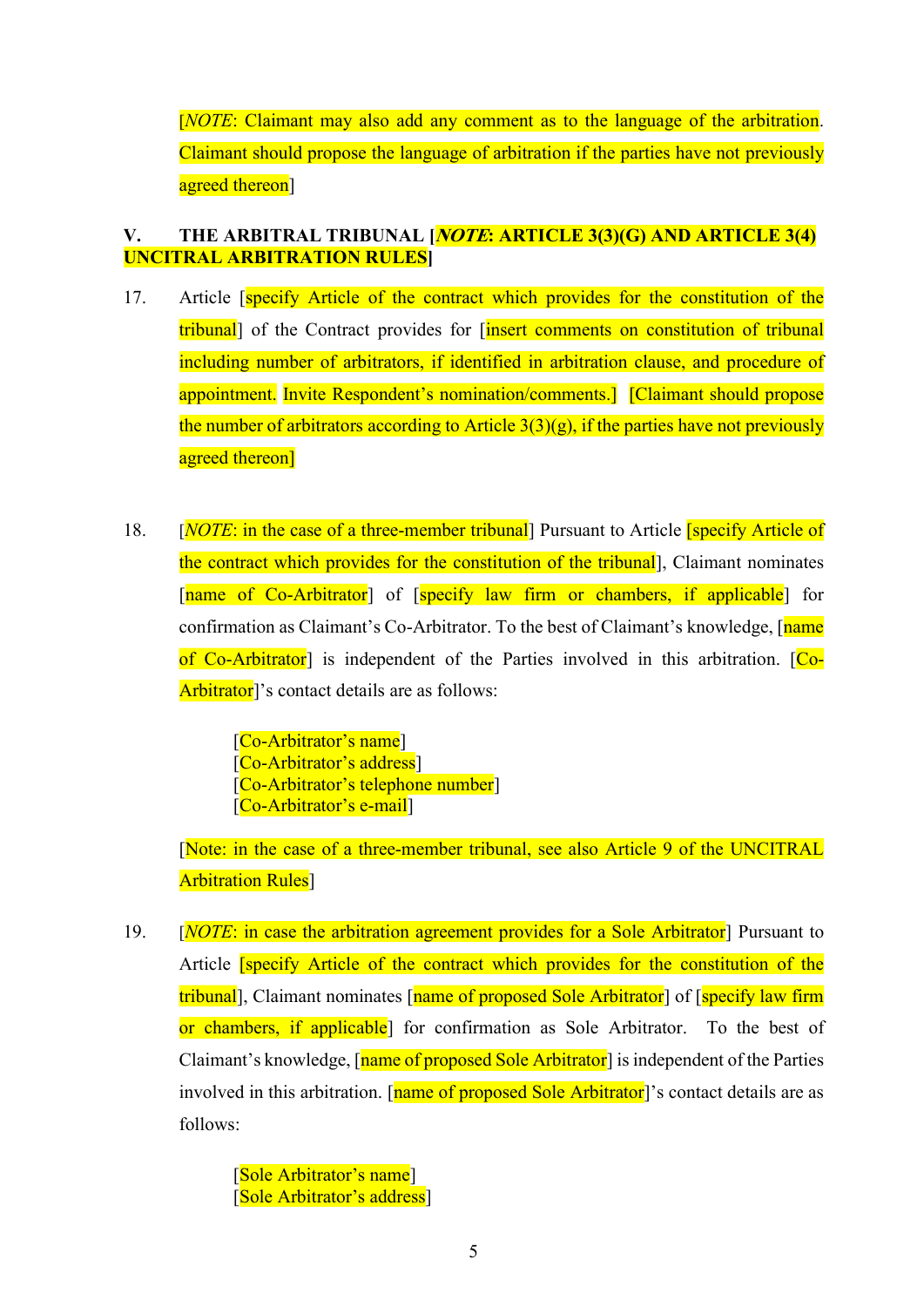[*NOTE*: Claimant may also add any comment as to the language of the arbitration. Claimant should propose the language of arbitration if the parties have not previously agreed thereon]

## V. THE ARBITRAL TRIBUNAL [*NOTE*: ARTICLE 3(3)(G) AND ARTICLE 3(4) UNCITRAL ARBITRATION RULES]

17. Article [specify Article of the contract which provides for the constitution of the tribunal] of the Contract provides for [insert comments on constitution of tribunal including number of arbitrators, if identified in arbitration clause, and procedure of appointment. Invite Respondent's nomination/comments.] [Claimant should propose the number of arbitrators according to Article 3(3)(g), if the parties have not previously agreed thereon]

18. [*NOTE*: in the case of a three-member tribunal] Pursuant to Article [specify Article of the contract which provides for the constitution of the tribunal], Claimant nominates [name of Co-Arbitrator] of [specify law firm or chambers, if applicable] for confirmation as Claimant's Co-Arbitrator. To the best of Claimant's knowledge, [name of Co-Arbitrator] is independent of the Parties involved in this arbitration. [Co-Arbitrator]'s contact details are as follows:

    [Co-Arbitrator's name]
    [Co-Arbitrator's address]
    [Co-Arbitrator's telephone number]
    [Co-Arbitrator's e-mail]

    [Note: in the case of a three-member tribunal, see also Article 9 of the UNCITRAL Arbitration Rules]

19. [*NOTE*: in case the arbitration agreement provides for a Sole Arbitrator] Pursuant to Article [specify Article of the contract which provides for the constitution of the tribunal], Claimant nominates [name of proposed Sole Arbitrator] of [specify law firm or chambers, if applicable] for confirmation as Sole Arbitrator. To the best of Claimant's knowledge, [name of proposed Sole Arbitrator] is independent of the Parties involved in this arbitration. [name of proposed Sole Arbitrator]'s contact details are as follows:

    [Sole Arbitrator's name]
    [Sole Arbitrator's address]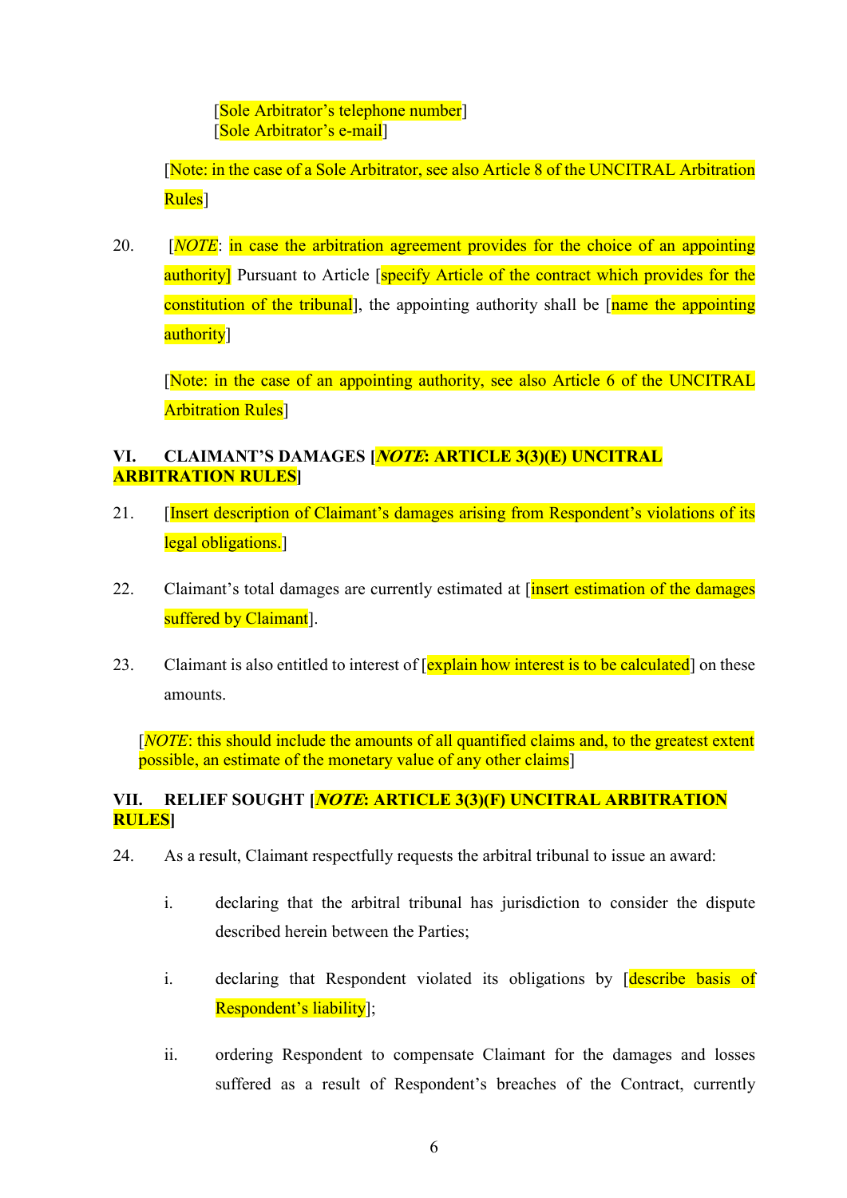[Sole Arbitrator's telephone number]
[Sole Arbitrator's e-mail]

[Note: in the case of a Sole Arbitrator, see also Article 8 of the UNCITRAL Arbitration Rules]

20. [*NOTE*: in case the arbitration agreement provides for the choice of an appointing authority] Pursuant to Article [specify Article of the contract which provides for the constitution of the tribunal], the appointing authority shall be [name the appointing authority]

[Note: in the case of an appointing authority, see also Article 6 of the UNCITRAL Arbitration Rules]

## VI. CLAIMANT'S DAMAGES [*NOTE*: ARTICLE 3(3)(E) UNCITRAL ARBITRATION RULES]

21. [Insert description of Claimant's damages arising from Respondent's violations of its legal obligations.]

22. Claimant's total damages are currently estimated at [insert estimation of the damages suffered by Claimant].

23. Claimant is also entitled to interest of [explain how interest is to be calculated] on these amounts.

[*NOTE*: this should include the amounts of all quantified claims and, to the greatest extent possible, an estimate of the monetary value of any other claims]

## VII. RELIEF SOUGHT [*NOTE*: ARTICLE 3(3)(F) UNCITRAL ARBITRATION RULES]

24. As a result, Claimant respectfully requests the arbitral tribunal to issue an award:

i. declaring that the arbitral tribunal has jurisdiction to consider the dispute described herein between the Parties;

i. declaring that Respondent violated its obligations by [describe basis of Respondent's liability];

ii. ordering Respondent to compensate Claimant for the damages and losses suffered as a result of Respondent's breaches of the Contract, currently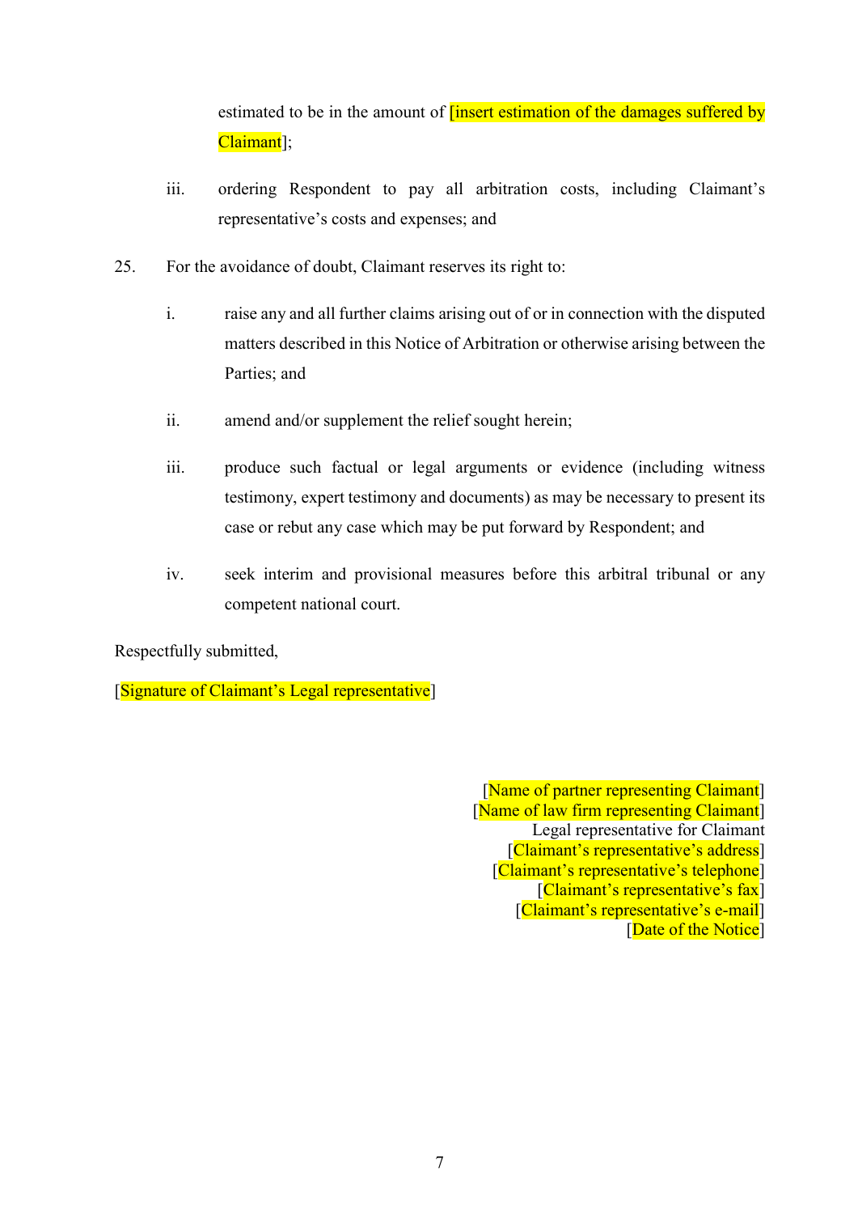estimated to be in the amount of [insert estimation of the damages suffered by Claimant];

iii. ordering Respondent to pay all arbitration costs, including Claimant's representative's costs and expenses; and

25. For the avoidance of doubt, Claimant reserves its right to:

i. raise any and all further claims arising out of or in connection with the disputed matters described in this Notice of Arbitration or otherwise arising between the Parties; and

ii. amend and/or supplement the relief sought herein;

iii. produce such factual or legal arguments or evidence (including witness testimony, expert testimony and documents) as may be necessary to present its case or rebut any case which may be put forward by Respondent; and

iv. seek interim and provisional measures before this arbitral tribunal or any competent national court.

Respectfully submitted,

[Signature of Claimant's Legal representative]

[Name of partner representing Claimant]
[Name of law firm representing Claimant]
Legal representative for Claimant
[Claimant's representative's address]
[Claimant's representative's telephone]
[Claimant's representative's fax]
[Claimant's representative's e-mail]
[Date of the Notice]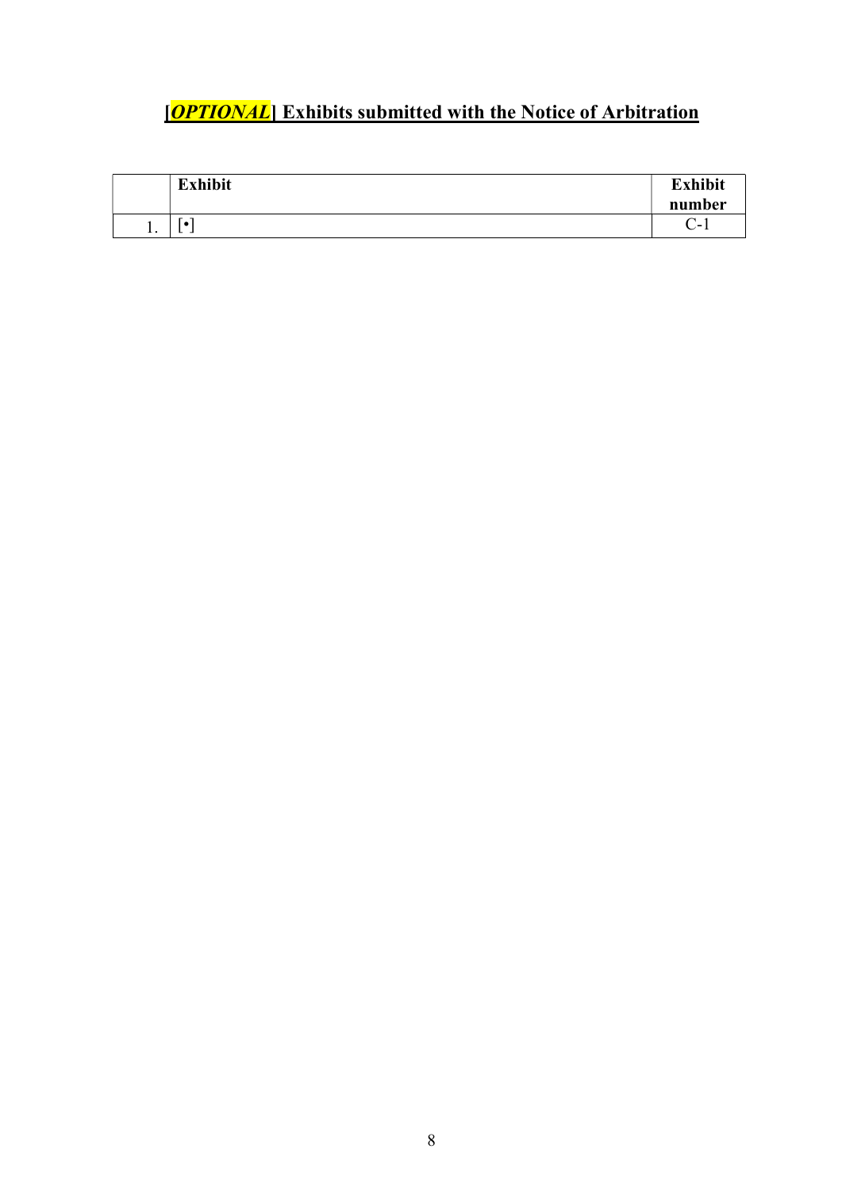## [*OPTIONAL*] Exhibits submitted with the Notice of Arbitration

| | Exhibit | Exhibit number |
|---|---|---|
| 1. | [•] | C-1 |